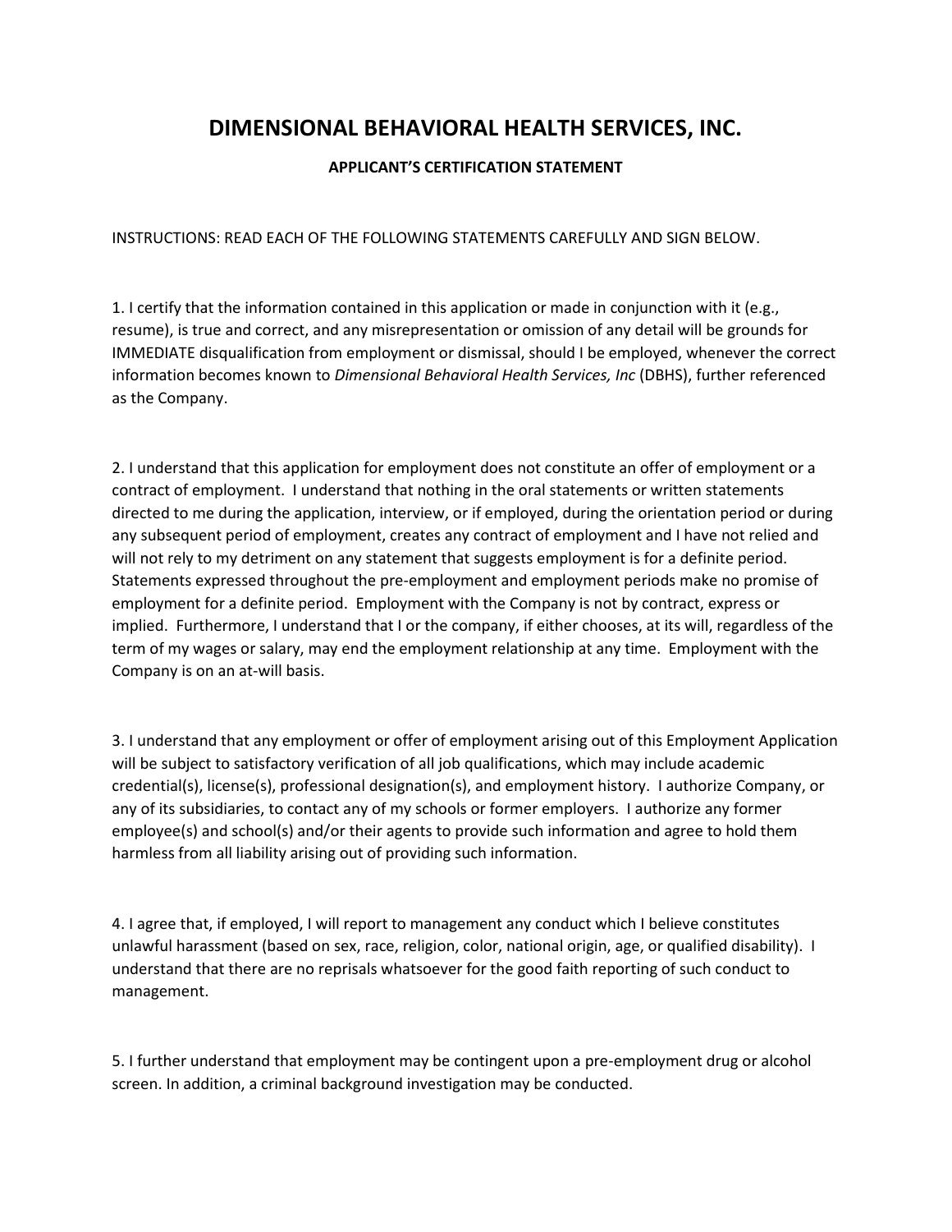# DIMENSIONAL BEHAVIORAL HEALTH SERVICES, INC.

## APPLICANT'S CERTIFICATION STATEMENT

INSTRUCTIONS: READ EACH OF THE FOLLOWING STATEMENTS CAREFULLY AND SIGN BELOW.

1. I certify that the information contained in this application or made in conjunction with it (e.g., resume), is true and correct, and any misrepresentation or omission of any detail will be grounds for IMMEDIATE disqualification from employment or dismissal, should I be employed, whenever the correct information becomes known to *Dimensional Behavioral Health Services, Inc* (DBHS), further referenced as the Company.

2. I understand that this application for employment does not constitute an offer of employment or a contract of employment. I understand that nothing in the oral statements or written statements directed to me during the application, interview, or if employed, during the orientation period or during any subsequent period of employment, creates any contract of employment and I have not relied and will not rely to my detriment on any statement that suggests employment is for a definite period. Statements expressed throughout the pre-employment and employment periods make no promise of employment for a definite period. Employment with the Company is not by contract, express or implied. Furthermore, I understand that I or the company, if either chooses, at its will, regardless of the term of my wages or salary, may end the employment relationship at any time. Employment with the Company is on an at-will basis.

3. I understand that any employment or offer of employment arising out of this Employment Application will be subject to satisfactory verification of all job qualifications, which may include academic credential(s), license(s), professional designation(s), and employment history. I authorize Company, or any of its subsidiaries, to contact any of my schools or former employers. I authorize any former employee(s) and school(s) and/or their agents to provide such information and agree to hold them harmless from all liability arising out of providing such information.

4. I agree that, if employed, I will report to management any conduct which I believe constitutes unlawful harassment (based on sex, race, religion, color, national origin, age, or qualified disability). I understand that there are no reprisals whatsoever for the good faith reporting of such conduct to management.

5. I further understand that employment may be contingent upon a pre-employment drug or alcohol screen. In addition, a criminal background investigation may be conducted.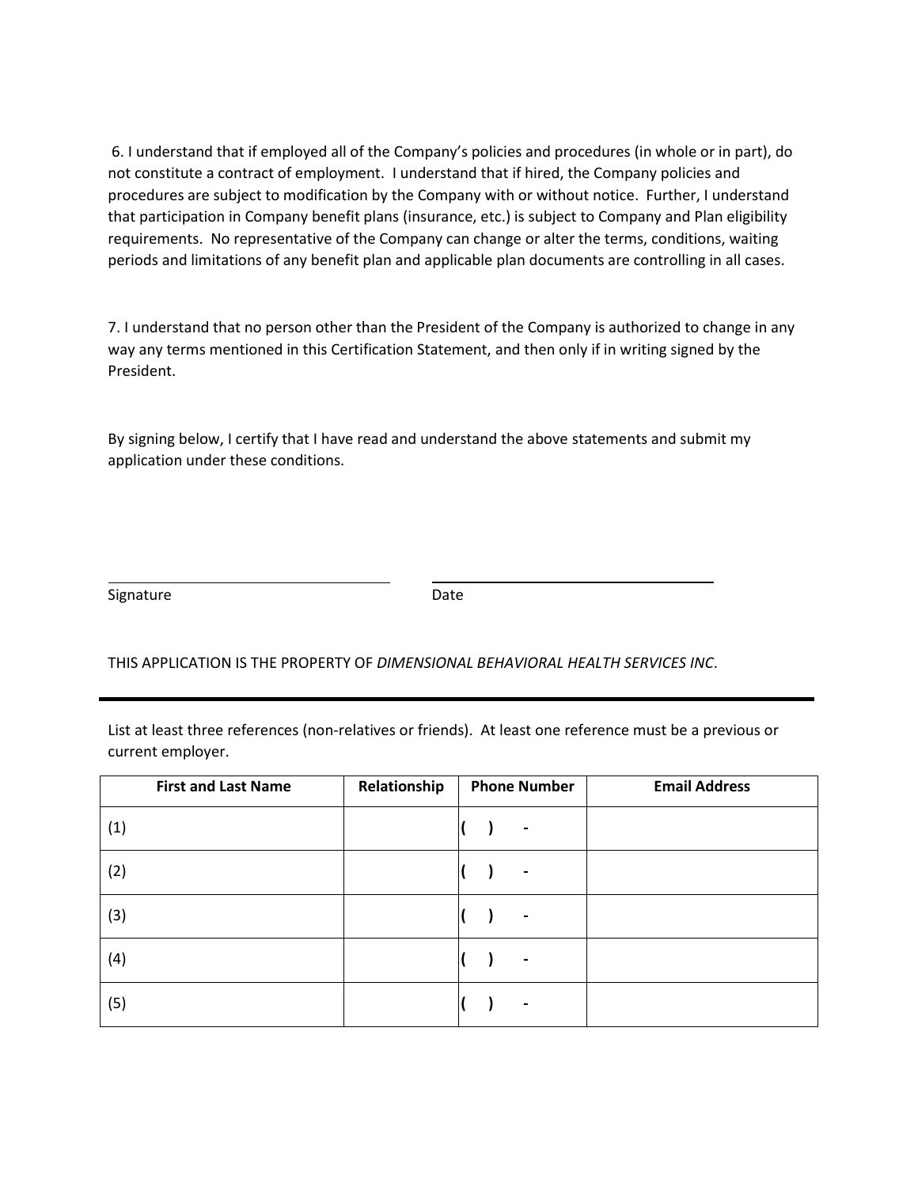6. I understand that if employed all of the Company's policies and procedures (in whole or in part), do not constitute a contract of employment. I understand that if hired, the Company policies and procedures are subject to modification by the Company with or without notice. Further, I understand that participation in Company benefit plans (insurance, etc.) is subject to Company and Plan eligibility requirements. No representative of the Company can change or alter the terms, conditions, waiting periods and limitations of any benefit plan and applicable plan documents are controlling in all cases.

7. I understand that no person other than the President of the Company is authorized to change in any way any terms mentioned in this Certification Statement, and then only if in writing signed by the President.

By signing below, I certify that I have read and understand the above statements and submit my application under these conditions.

\_\_\_\_\_\_\_\_\_\_\_\_\_\_\_\_\_\_\_\_\_\_\_\_\_\_\_\_\_\_ \_\_\_\_\_\_\_\_\_\_\_\_\_\_\_\_\_\_\_\_\_\_\_\_\_\_\_\_\_\_

Signature Date

THIS APPLICATION IS THE PROPERTY OF *DIMENSIONAL BEHAVIORAL HEALTH SERVICES INC*.

---

List at least three references (non-relatives or friends). At least one reference must be a previous or current employer.

| First and Last Name | Relationship | Phone Number | Email Address |
|---|---|---|---|
| (1) | | **( ) -** | |
| (2) | | **( ) -** | |
| (3) | | **( ) -** | |
| (4) | | **( ) -** | |
| (5) | | **( ) -** | |